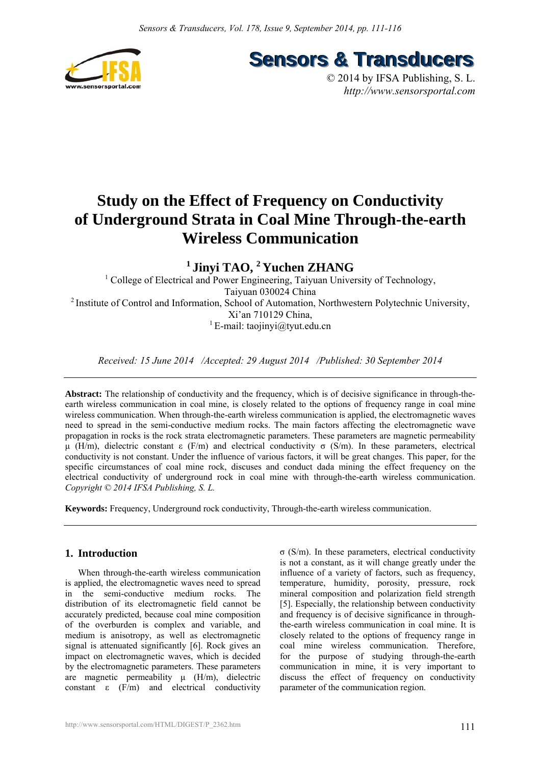# Study on the Effect of Frequency on Conductivity of Underground Strata in Coal Mine Through-the-earth Wireless Communication

**[1] Jinyi TAO, [2] Yuchen ZHANG**

[1] College of Electrical and Power Engineering, Taiyuan University of Technology, Taiyuan 030024 China

[2] Institute of Control and Information, School of Automation, Northwestern Polytechnic University, Xi'an 710129 China,

[1] E-mail: taojinyi@tyut.edu.cn

*Received: 15 June 2014 /Accepted: 29 August 2014 /Published: 30 September 2014*

---

**Abstract:** The relationship of conductivity and the frequency, which is of decisive significance in through-the-earth wireless communication in coal mine, is closely related to the options of frequency range in coal mine wireless communication. When through-the-earth wireless communication is applied, the electromagnetic waves need to spread in the semi-conductive medium rocks. The main factors affecting the electromagnetic wave propagation in rocks is the rock strata electromagnetic parameters. These parameters are magnetic permeability μ (H/m), dielectric constant ε (F/m) and electrical conductivity σ (S/m). In these parameters, electrical conductivity is not constant. Under the influence of various factors, it will be great changes. This paper, for the specific circumstances of coal mine rock, discuses and conduct dada mining the effect frequency on the electrical conductivity of underground rock in coal mine with through-the-earth wireless communication. *Copyright © 2014 IFSA Publishing, S. L.*

**Keywords:** Frequency, Underground rock conductivity, Through-the-earth wireless communication.

---

## 1. Introduction

When through-the-earth wireless communication is applied, the electromagnetic waves need to spread in the semi-conductive medium rocks. The distribution of its electromagnetic field cannot be accurately predicted, because coal mine composition of the overburden is complex and variable, and medium is anisotropy, as well as electromagnetic signal is attenuated significantly [6]. Rock gives an impact on electromagnetic waves, which is decided by the electromagnetic parameters. These parameters are magnetic permeability μ (H/m), dielectric constant ε (F/m) and electrical conductivity σ (S/m). In these parameters, electrical conductivity is not a constant, as it will change greatly under the influence of a variety of factors, such as frequency, temperature, humidity, porosity, pressure, rock mineral composition and polarization field strength [5]. Especially, the relationship between conductivity and frequency is of decisive significance in through-the-earth wireless communication in coal mine. It is closely related to the options of frequency range in coal mine wireless communication. Therefore, for the purpose of studying through-the-earth communication in mine, it is very important to discuss the effect of frequency on conductivity parameter of the communication region.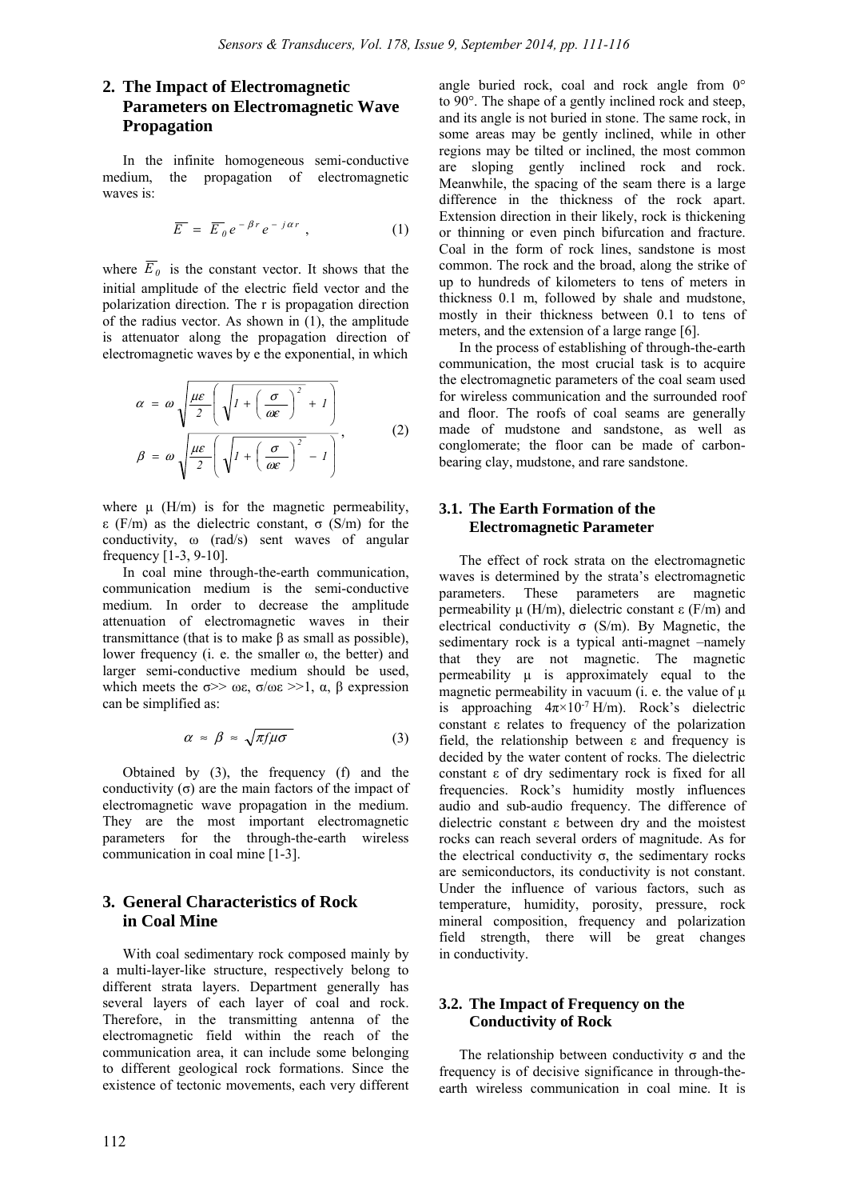## 2. The Impact of Electromagnetic Parameters on Electromagnetic Wave Propagation

In the infinite homogeneous semi-conductive medium, the propagation of electromagnetic waves is:

$$\overline{E} = \overline{E}_0 e^{-\beta r} e^{-j\alpha r}, \quad (1)$$

where $\overline{E}_0$ is the constant vector. It shows that the initial amplitude of the electric field vector and the polarization direction. The r is propagation direction of the radius vector. As shown in (1), the amplitude is attenuator along the propagation direction of electromagnetic waves by e the exponential, in which

$$\begin{aligned} \alpha &= \omega \sqrt{\frac{\mu\varepsilon}{2}\left(\sqrt{1+\left(\frac{\sigma}{\omega\varepsilon}\right)^2}+1\right)} \\ \beta &= \omega \sqrt{\frac{\mu\varepsilon}{2}\left(\sqrt{1+\left(\frac{\sigma}{\omega\varepsilon}\right)^2}-1\right)} \end{aligned}, \quad (2)$$

where μ (H/m) is for the magnetic permeability, ε (F/m) as the dielectric constant, σ (S/m) for the conductivity, ω (rad/s) sent waves of angular frequency [1-3, 9-10].

In coal mine through-the-earth communication, communication medium is the semi-conductive medium. In order to decrease the amplitude attenuation of electromagnetic waves in their transmittance (that is to make β as small as possible), lower frequency (i. e. the smaller ω, the better) and larger semi-conductive medium should be used, which meets the $\sigma >> \omega\varepsilon$, $\sigma/\omega\varepsilon >> 1$, α, β expression can be simplified as:

$$\alpha \approx \beta \approx \sqrt{\pi f \mu \sigma} \quad (3)$$

Obtained by (3), the frequency (f) and the conductivity (σ) are the main factors of the impact of electromagnetic wave propagation in the medium. They are the most important electromagnetic parameters for the through-the-earth wireless communication in coal mine [1-3].

## 3. General Characteristics of Rock in Coal Mine

With coal sedimentary rock composed mainly by a multi-layer-like structure, respectively belong to different strata layers. Department generally has several layers of each layer of coal and rock. Therefore, in the transmitting antenna of the electromagnetic field within the reach of the communication area, it can include some belonging to different geological rock formations. Since the existence of tectonic movements, each very different angle buried rock, coal and rock angle from 0° to 90°. The shape of a gently inclined rock and steep, and its angle is not buried in stone. The same rock, in some areas may be gently inclined, while in other regions may be tilted or inclined, the most common are sloping gently inclined rock and rock. Meanwhile, the spacing of the seam there is a large difference in the thickness of the rock apart. Extension direction in their likely, rock is thickening or thinning or even pinch bifurcation and fracture. Coal in the form of rock lines, sandstone is most common. The rock and the broad, along the strike of up to hundreds of kilometers to tens of meters in thickness 0.1 m, followed by shale and mudstone, mostly in their thickness between 0.1 to tens of meters, and the extension of a large range [6].

In the process of establishing of through-the-earth communication, the most crucial task is to acquire the electromagnetic parameters of the coal seam used for wireless communication and the surrounded roof and floor. The roofs of coal seams are generally made of mudstone and sandstone, as well as conglomerate; the floor can be made of carbon-bearing clay, mudstone, and rare sandstone.

### 3.1. The Earth Formation of the Electromagnetic Parameter

The effect of rock strata on the electromagnetic waves is determined by the strata's electromagnetic parameters. These parameters are magnetic permeability μ (H/m), dielectric constant ε (F/m) and electrical conductivity σ (S/m). By Magnetic, the sedimentary rock is a typical anti-magnet –namely that they are not magnetic. The magnetic permeability μ is approximately equal to the magnetic permeability in vacuum (i. e. the value of μ is approaching $4\pi\times10^{-7}$ H/m). Rock's dielectric constant ε relates to frequency of the polarization field, the relationship between ε and frequency is decided by the water content of rocks. The dielectric constant ε of dry sedimentary rock is fixed for all frequencies. Rock's humidity mostly influences audio and sub-audio frequency. The difference of dielectric constant ε between dry and the moistest rocks can reach several orders of magnitude. As for the electrical conductivity σ, the sedimentary rocks are semiconductors, its conductivity is not constant. Under the influence of various factors, such as temperature, humidity, porosity, pressure, rock mineral composition, frequency and polarization field strength, there will be great changes in conductivity.

### 3.2. The Impact of Frequency on the Conductivity of Rock

The relationship between conductivity σ and the frequency is of decisive significance in through-the-earth wireless communication in coal mine. It is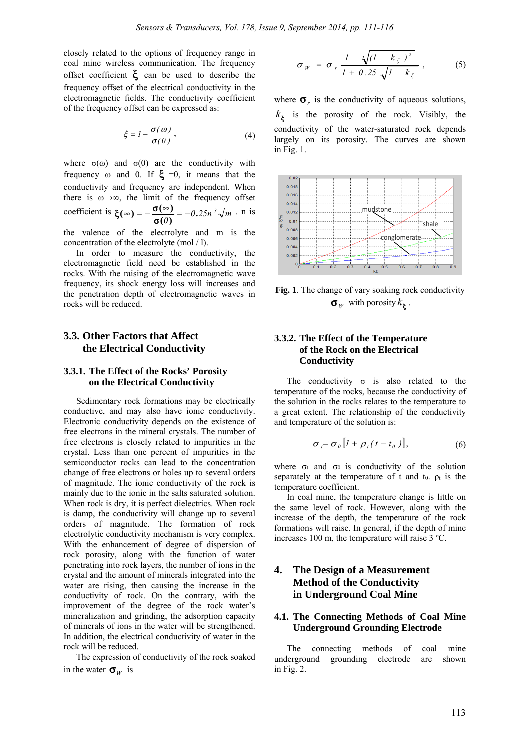closely related to the options of frequency range in coal mine wireless communication. The frequency offset coefficient $\xi$ can be used to describe the frequency offset of the electrical conductivity in the electromagnetic fields. The conductivity coefficient of the frequency offset can be expressed as:

$$\xi = 1 - \frac{\sigma(\omega)}{\sigma(0)}, \tag{4}$$

where σ(ω) and σ(0) are the conductivity with frequency ω and 0. If $\xi$ =0, it means that the conductivity and frequency are independent. When there is ω→∞, the limit of the frequency offset coefficient is $\xi(\infty) = -\frac{\sigma(\infty)}{\sigma(0)} = -0.25n\sqrt[3]{\sqrt{m}}$ . n is the valence of the electrolyte and m is the concentration of the electrolyte (mol / l).

In order to measure the conductivity, the electromagnetic field need be established in the rocks. With the raising of the electromagnetic wave frequency, its shock energy loss will increases and the penetration depth of electromagnetic waves in rocks will be reduced.

## 3.3. Other Factors that Affect the Electrical Conductivity

### 3.3.1. The Effect of the Rocks' Porosity on the Electrical Conductivity

Sedimentary rock formations may be electrically conductive, and may also have ionic conductivity. Electronic conductivity depends on the existence of free electrons in the mineral crystals. The number of free electrons is closely related to impurities in the crystal. Less than one percent of impurities in the semiconductor rocks can lead to the concentration change of free electrons or holes up to several orders of magnitude. The ionic conductivity of the rock is mainly due to the ionic in the salts saturated solution. When rock is dry, it is perfect dielectrics. When rock is damp, the conductivity will change up to several orders of magnitude. The formation of rock electrolytic conductivity mechanism is very complex. With the enhancement of degree of dispersion of rock porosity, along with the function of water penetrating into rock layers, the number of ions in the crystal and the amount of minerals integrated into the water are rising, then causing the increase in the conductivity of rock. On the contrary, with the improvement of the degree of the rock water's mineralization and grinding, the adsorption capacity of minerals of ions in the water will be strengthened. In addition, the electrical conductivity of water in the rock will be reduced.

The expression of conductivity of the rock soaked in the water $\sigma_W$ is

$$\sigma_W = \sigma_r \frac{1 - \sqrt[3]{(1-k_\xi)^2}}{1 + 0.25\sqrt{1-k_\xi}}, \tag{5}$$

where $\sigma_r$ is the conductivity of aqueous solutions, $k_\xi$ is the porosity of the rock. Visibly, the conductivity of the water-saturated rock depends largely on its porosity. The curves are shown in Fig. 1.

**Fig. 1**. The change of vary soaking rock conductivity $\sigma_W$ with porosity $k_\xi$ .

### 3.3.2. The Effect of the Temperature of the Rock on the Electrical Conductivity

The conductivity σ is also related to the temperature of the rocks, because the conductivity of the solution in the rocks relates to the temperature to a great extent. The relationship of the conductivity and temperature of the solution is:

$$\sigma_t = \sigma_0 \left[1 + \rho_t (t - t_0)\right], \tag{6}$$

where $\sigma_t$ and $\sigma_0$ is conductivity of the solution separately at the temperature of t and $t_0$. $\rho_t$ is the temperature coefficient.

In coal mine, the temperature change is little on the same level of rock. However, along with the increase of the depth, the temperature of the rock formations will raise. In general, if the depth of mine increases 100 m, the temperature will raise 3 ºC.

# 4. The Design of a Measurement Method of the Conductivity in Underground Coal Mine

## 4.1. The Connecting Methods of Coal Mine Underground Grounding Electrode

The connecting methods of coal mine underground grounding electrode are shown in Fig. 2.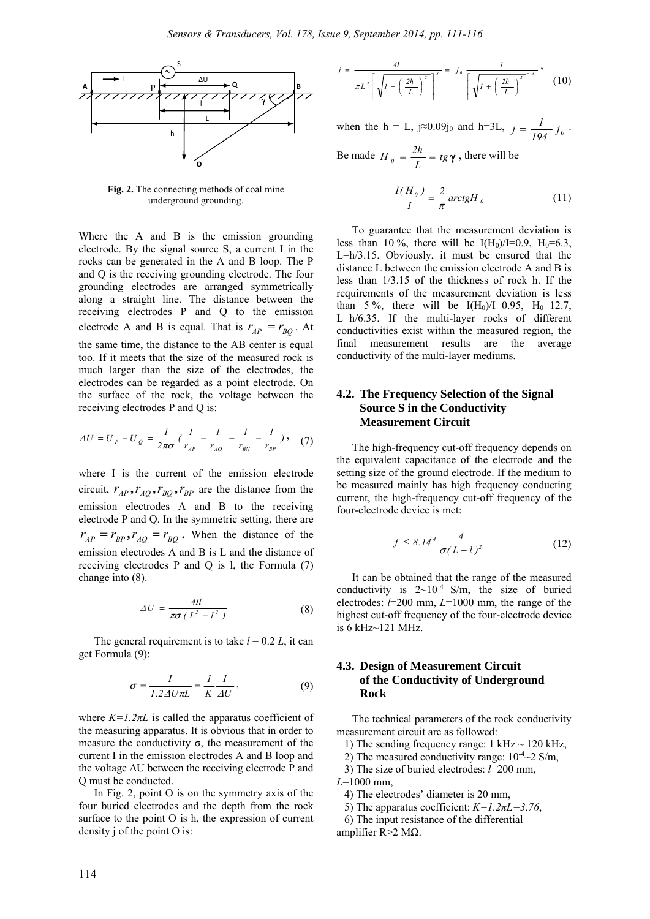**Fig. 2.** The connecting methods of coal mine underground grounding.

Where the A and B is the emission grounding electrode. By the signal source S, a current I in the rocks can be generated in the A and B loop. The P and Q is the receiving grounding electrode. The four grounding electrodes are arranged symmetrically along a straight line. The distance between the receiving electrodes P and Q to the emission electrode A and B is equal. That is $r_{AP} = r_{BQ}$. At the same time, the distance to the AB center is equal too. If it meets that the size of the measured rock is much larger than the size of the electrodes, the electrodes can be regarded as a point electrode. On the surface of the rock, the voltage between the receiving electrodes P and Q is:

$$\Delta U = U_P - U_Q = \frac{I}{2\pi\sigma}\left(\frac{1}{r_{AP}} - \frac{1}{r_{AQ}} + \frac{1}{r_{BN}} - \frac{1}{r_{BP}}\right), \quad (7)$$

where I is the current of the emission electrode circuit, $r_{AP}, r_{AQ}, r_{BQ}, r_{BP}$ are the distance from the emission electrodes A and B to the receiving electrode P and Q. In the symmetric setting, there are $r_{AP} = r_{BP}, r_{AQ} = r_{BQ}$. When the distance of the emission electrodes A and B is L and the distance of receiving electrodes P and Q is l, the Formula (7) change into (8).

$$\Delta U = \frac{4Il}{\pi\sigma(L^2 - l^2)} \quad (8)$$

The general requirement is to take *l* = 0.2 *L*, it can get Formula (9):

$$\sigma = \frac{I}{1.2\Delta U\pi L} = \frac{1}{K}\frac{I}{\Delta U}, \quad (9)$$

where *K=1.2πL* is called the apparatus coefficient of the measuring apparatus. It is obvious that in order to measure the conductivity σ, the measurement of the current I in the emission electrodes A and B loop and the voltage ΔU between the receiving electrode P and Q must be conducted.

In Fig. 2, point O is on the symmetry axis of the four buried electrodes and the depth from the rock surface to the point O is h, the expression of current density j of the point O is:

$$j = \frac{4I}{\pi L^2\left[\sqrt{1+\left(\frac{2h}{L}\right)^2}\right]^3} = j_0\frac{1}{\left[\sqrt{1+\left(\frac{2h}{L}\right)^2}\right]^3}, \quad (10)$$

when the h = L, j≈0.09j₀ and h=3L, $j = \frac{1}{194}j_0$.

Be made $H_0 = \frac{2h}{L} = tg\gamma$, there will be

$$\frac{I(H_0)}{I} = \frac{2}{\pi}arctgH_0 \quad (11)$$

To guarantee that the measurement deviation is less than 10 %, there will be $I(H_0)/I=0.9$, $H_0=6.3$, L=h/3.15. Obviously, it must be ensured that the distance L between the emission electrode A and B is less than 1/3.15 of the thickness of rock h. If the requirements of the measurement deviation is less than 5 %, there will be $I(H_0)/I=0.95$, $H_0=12.7$, L=h/6.35. If the multi-layer rocks of different conductivities exist within the measured region, the final measurement results are the average conductivity of the multi-layer mediums.

### 4.2. The Frequency Selection of the Signal Source S in the Conductivity Measurement Circuit

The high-frequency cut-off frequency depends on the equivalent capacitance of the electrode and the setting size of the ground electrode. If the medium to be measured mainly has high frequency conducting current, the high-frequency cut-off frequency of the four-electrode device is met:

$$f \le 8.14^4\frac{4}{\sigma(L+l)^2} \quad (12)$$

It can be obtained that the range of the measured conductivity is $2\sim10^{-4}$ S/m, the size of buried electrodes: *l*=200 mm, *L*=1000 mm, the range of the highest cut-off frequency of the four-electrode device is 6 kHz~121 MHz.

### 4.3. Design of Measurement Circuit of the Conductivity of Underground Rock

The technical parameters of the rock conductivity measurement circuit are as followed:

1) The sending frequency range: 1 kHz ~ 120 kHz,
2) The measured conductivity range: $10^{-4}$~2 S/m,
3) The size of buried electrodes: *l*=200 mm, *L*=1000 mm,
4) The electrodes' diameter is 20 mm,
5) The apparatus coefficient: *K=1.2πL=3.76*,
6) The input resistance of the differential amplifier R>2 MΩ.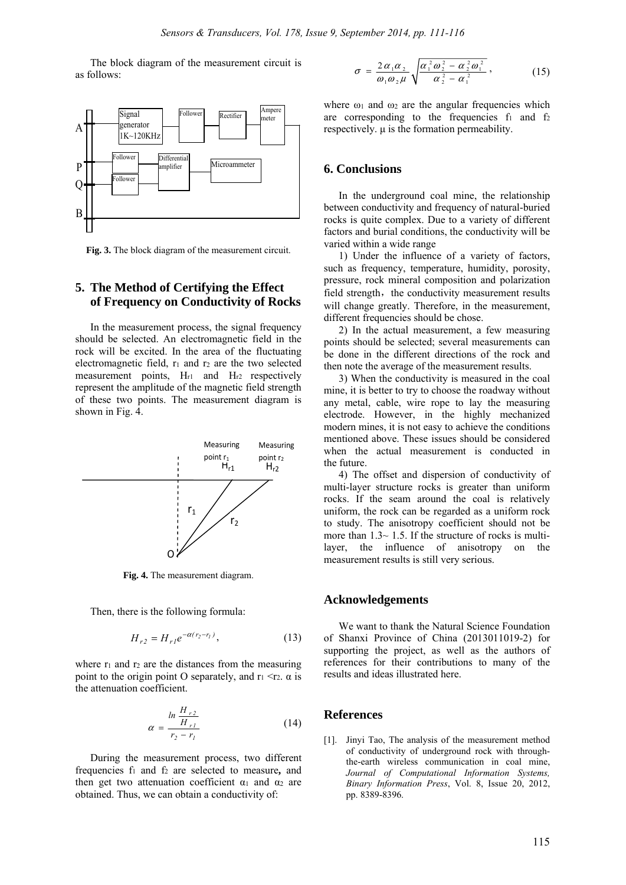The block diagram of the measurement circuit is as follows:

Fig. 3. The block diagram of the measurement circuit.

## 5. The Method of Certifying the Effect of Frequency on Conductivity of Rocks

In the measurement process, the signal frequency should be selected. An electromagnetic field in the rock will be excited. In the area of the fluctuating electromagnetic field, $r_1$ and $r_2$ are the two selected measurement points, $H_{r1}$ and $H_{r2}$ respectively represent the amplitude of the magnetic field strength of these two points. The measurement diagram is shown in Fig. 4.

Fig. 4. The measurement diagram.

Then, there is the following formula:

$$H_{r2} = H_{r1}e^{-\alpha(r_2 - r_1)}, \tag{13}$$

where $r_1$ and $r_2$ are the distances from the measuring point to the origin point O separately, and $r_1 < r_2$. $\alpha$ is the attenuation coefficient.

$$\alpha = \frac{\ln \dfrac{H_{r2}}{H_{r1}}}{r_2 - r_1} \tag{14}$$

During the measurement process, two different frequencies $f_1$ and $f_2$ are selected to measure**,** and then get two attenuation coefficient $\alpha_1$ and $\alpha_2$ are obtained. Thus, we can obtain a conductivity of:

$$\sigma = \frac{2\alpha_1\alpha_2}{\omega_1\omega_2\mu}\sqrt{\frac{\alpha_1^2\omega_2^2 - \alpha_2^2\omega_1^2}{\alpha_2^2 - \alpha_1^2}}, \tag{15}$$

where $\omega_1$ and $\omega_2$ are the angular frequencies which are corresponding to the frequencies $f_1$ and $f_2$ respectively. $\mu$ is the formation permeability.

## 6. Conclusions

In the underground coal mine, the relationship between conductivity and frequency of natural-buried rocks is quite complex. Due to a variety of different factors and burial conditions, the conductivity will be varied within a wide range

1) Under the influence of a variety of factors, such as frequency, temperature, humidity, porosity, pressure, rock mineral composition and polarization field strength，the conductivity measurement results will change greatly. Therefore, in the measurement, different frequencies should be chose.

2) In the actual measurement, a few measuring points should be selected; several measurements can be done in the different directions of the rock and then note the average of the measurement results.

3) When the conductivity is measured in the coal mine, it is better to try to choose the roadway without any metal, cable, wire rope to lay the measuring electrode. However, in the highly mechanized modern mines, it is not easy to achieve the conditions mentioned above. These issues should be considered when the actual measurement is conducted in the future.

4) The offset and dispersion of conductivity of multi-layer structure rocks is greater than uniform rocks. If the seam around the coal is relatively uniform, the rock can be regarded as a uniform rock to study. The anisotropy coefficient should not be more than 1.3~ 1.5. If the structure of rocks is multi-layer, the influence of anisotropy on the measurement results is still very serious.

## Acknowledgements

We want to thank the Natural Science Foundation of Shanxi Province of China (2013011019-2) for supporting the project, as well as the authors of references for their contributions to many of the results and ideas illustrated here.

## References

[1]. Jinyi Tao, The analysis of the measurement method of conductivity of underground rock with through-the-earth wireless communication in coal mine, *Journal of Computational Information Systems, Binary Information Press*, Vol. 8, Issue 20, 2012, pp. 8389-8396.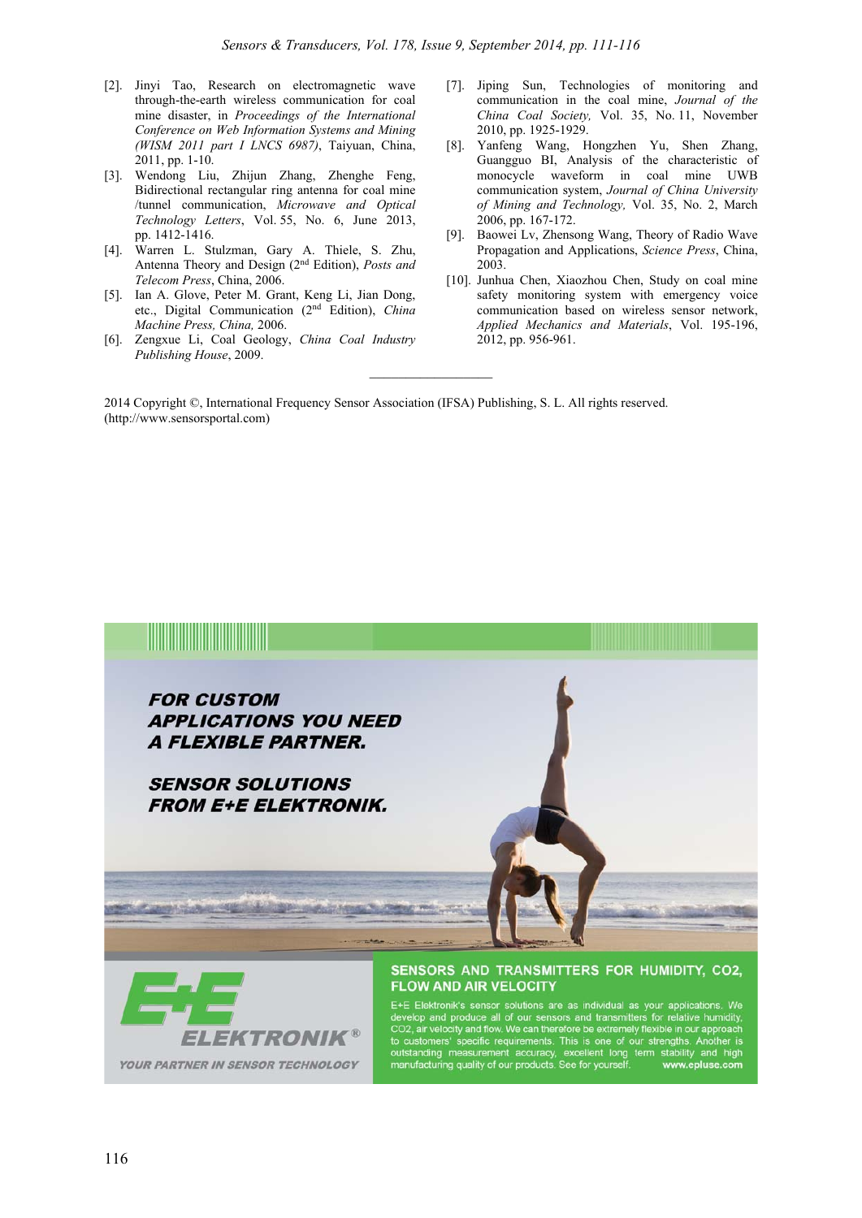[2]. Jinyi Tao, Research on electromagnetic wave through-the-earth wireless communication for coal mine disaster, in *Proceedings of the International Conference on Web Information Systems and Mining (WISM 2011 part I LNCS 6987)*, Taiyuan, China, 2011, pp. 1-10.

[3]. Wendong Liu, Zhijun Zhang, Zhenghe Feng, Bidirectional rectangular ring antenna for coal mine /tunnel communication, *Microwave and Optical Technology Letters*, Vol. 55, No. 6, June 2013, pp. 1412-1416.

[4]. Warren L. Stulzman, Gary A. Thiele, S. Zhu, Antenna Theory and Design (2nd Edition), *Posts and Telecom Press*, China, 2006.

[5]. Ian A. Glove, Peter M. Grant, Keng Li, Jian Dong, etc., Digital Communication (2nd Edition), *China Machine Press, China,* 2006.

[6]. Zengxue Li, Coal Geology, *China Coal Industry Publishing House*, 2009.

[7]. Jiping Sun, Technologies of monitoring and communication in the coal mine, *Journal of the China Coal Society,* Vol. 35, No. 11, November 2010, pp. 1925-1929.

[8]. Yanfeng Wang, Hongzhen Yu, Shen Zhang, Guangguo BI, Analysis of the characteristic of monocycle waveform in coal mine UWB communication system, *Journal of China University of Mining and Technology,* Vol. 35, No. 2, March 2006, pp. 167-172.

[9]. Baowei Lv, Zhensong Wang, Theory of Radio Wave Propagation and Applications, *Science Press*, China, 2003.

[10]. Junhua Chen, Xiaozhou Chen, Study on coal mine safety monitoring system with emergency voice communication based on wireless sensor network, *Applied Mechanics and Materials*, Vol. 195-196, 2012, pp. 956-961.

---

2014 Copyright ©, International Frequency Sensor Association (IFSA) Publishing, S. L. All rights reserved. (http://www.sensorsportal.com)

**FOR CUSTOM APPLICATIONS YOU NEED A FLEXIBLE PARTNER.**

**SENSOR SOLUTIONS FROM E+E ELEKTRONIK.**

E+E ELEKTRONIK®

YOUR PARTNER IN SENSOR TECHNOLOGY

**SENSORS AND TRANSMITTERS FOR HUMIDITY, CO2, FLOW AND AIR VELOCITY**

E+E Elektronik's sensor solutions are as individual as your applications. We develop and produce all of our sensors and transmitters for relative humidity, CO2, air velocity and flow. We can therefore be extremely flexible in our approach to customers' specific requirements. This is one of our strengths. Another is outstanding measurement accuracy, excellent long term stability and high manufacturing quality of our products. See for yourself. **www.epluse.com**